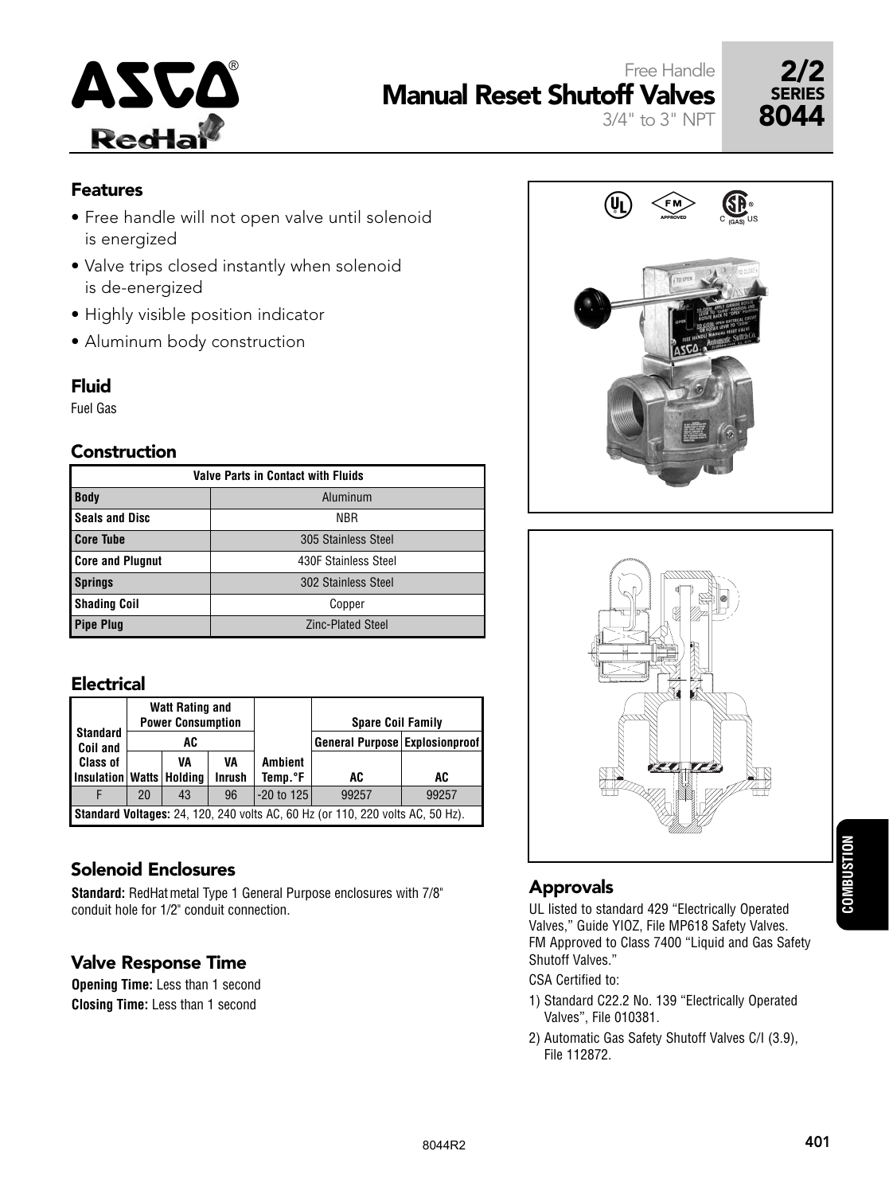# Free Handle Manual Reset Shutoff Valves

3/4" to 3" NPT

**2/2 SERIES 8044**

## Features

- Free handle will not open valve until solenoid is energized
- Valve trips closed instantly when solenoid is de-energized
- Highly visible position indicator
- Aluminum body construction

## Fluid

Fuel Gas

## Construction

| Valve Parts in Contact with Fluids | |
|---|---|
| **Body** | Aluminum |
| **Seals and Disc** | NBR |
| **Core Tube** | 305 Stainless Steel |
| **Core and Plugnut** | 430F Stainless Steel |
| **Springs** | 302 Stainless Steel |
| **Shading Coil** | Copper |
| **Pipe Plug** | Zinc-Plated Steel |

## Electrical

| Standard Coil and Class of Insulation | Watt Rating and Power Consumption | | | Ambient Temp.°F | Spare Coil Family | |
|---|---|---|---|---|---|---|
| | AC | | | | General Purpose | Explosionproof |
| | Watts | VA Holding | VA Inrush | | AC | AC |
| F | 20 | 43 | 96 | -20 to 125 | 99257 | 99257 |

**Standard Voltages:** 24, 120, 240 volts AC, 60 Hz (or 110, 220 volts AC, 50 Hz).

## Solenoid Enclosures

**Standard:** RedHat metal Type 1 General Purpose enclosures with 7/8" conduit hole for 1/2" conduit connection.

## Valve Response Time

**Opening Time:** Less than 1 second
**Closing Time:** Less than 1 second

## Approvals

UL listed to standard 429 "Electrically Operated Valves," Guide YIOZ, File MP618 Safety Valves.
FM Approved to Class 7400 "Liquid and Gas Safety Shutoff Valves."

CSA Certified to:

1) Standard C22.2 No. 139 "Electrically Operated Valves", File 010381.
2) Automatic Gas Safety Shutoff Valves C/I (3.9), File 112872.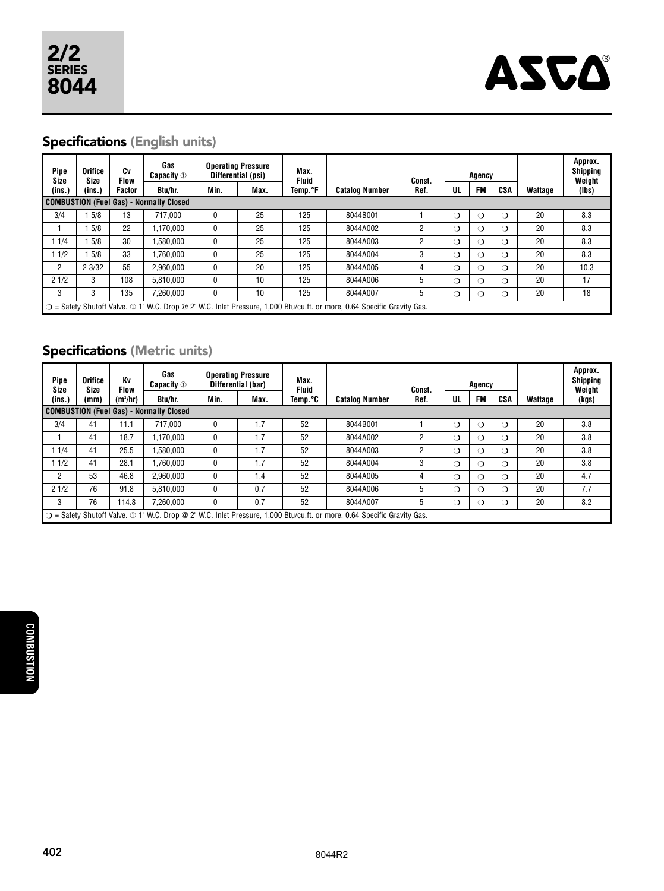2/2 SERIES 8044

ASCO®

## Specifications (English units)

| Pipe Size (ins.) | Orifice Size (ins.) | Cv Flow Factor | Gas Capacity ① Btu/hr. | Operating Pressure Differential (psi) | | Max. Fluid Temp.°F | Catalog Number | Const. Ref. | Agency | | | Wattage | Approx. Shipping Weight (lbs) |
|---|---|---|---|---|---|---|---|---|---|---|---|---|---|
| | | | | Min. | Max. | | | | UL | FM | CSA | | |
| **COMBUSTION (Fuel Gas) - Normally Closed** | | | | | | | | | | | | | |
| 3/4 | 1 5/8 | 13 | 717,000 | 0 | 25 | 125 | 8044B001 | 1 | ❍ | ❍ | ❍ | 20 | 8.3 |
| 1 | 1 5/8 | 22 | 1,170,000 | 0 | 25 | 125 | 8044A002 | 2 | ❍ | ❍ | ❍ | 20 | 8.3 |
| 1 1/4 | 1 5/8 | 30 | 1,580,000 | 0 | 25 | 125 | 8044A003 | 2 | ❍ | ❍ | ❍ | 20 | 8.3 |
| 1 1/2 | 1 5/8 | 33 | 1,760,000 | 0 | 25 | 125 | 8044A004 | 3 | ❍ | ❍ | ❍ | 20 | 8.3 |
| 2 | 2 3/32 | 55 | 2,960,000 | 0 | 20 | 125 | 8044A005 | 4 | ❍ | ❍ | ❍ | 20 | 10.3 |
| 2 1/2 | 3 | 108 | 5,810,000 | 0 | 10 | 125 | 8044A006 | 5 | ❍ | ❍ | ❍ | 20 | 17 |
| 3 | 3 | 135 | 7,260,000 | 0 | 10 | 125 | 8044A007 | 5 | ❍ | ❍ | ❍ | 20 | 18 |

❍ = Safety Shutoff Valve. ① 1" W.C. Drop @ 2" W.C. Inlet Pressure, 1,000 Btu/cu.ft. or more, 0.64 Specific Gravity Gas.

## Specifications (Metric units)

| Pipe Size (ins.) | Orifice Size (mm) | Kv Flow ($m^3$/hr) | Gas Capacity ① Btu/hr. | Operating Pressure Differential (bar) | | Max. Fluid Temp.°C | Catalog Number | Const. Ref. | Agency | | | Wattage | Approx. Shipping Weight (kgs) |
|---|---|---|---|---|---|---|---|---|---|---|---|---|---|
| | | | | Min. | Max. | | | | UL | FM | CSA | | |
| **COMBUSTION (Fuel Gas) - Normally Closed** | | | | | | | | | | | | | |
| 3/4 | 41 | 11.1 | 717,000 | 0 | 1.7 | 52 | 8044B001 | 1 | ❍ | ❍ | ❍ | 20 | 3.8 |
| 1 | 41 | 18.7 | 1,170,000 | 0 | 1.7 | 52 | 8044A002 | 2 | ❍ | ❍ | ❍ | 20 | 3.8 |
| 1 1/4 | 41 | 25.5 | 1,580,000 | 0 | 1.7 | 52 | 8044A003 | 2 | ❍ | ❍ | ❍ | 20 | 3.8 |
| 1 1/2 | 41 | 28.1 | 1,760,000 | 0 | 1.7 | 52 | 8044A004 | 3 | ❍ | ❍ | ❍ | 20 | 3.8 |
| 2 | 53 | 46.8 | 2,960,000 | 0 | 1.4 | 52 | 8044A005 | 4 | ❍ | ❍ | ❍ | 20 | 4.7 |
| 2 1/2 | 76 | 91.8 | 5,810,000 | 0 | 0.7 | 52 | 8044A006 | 5 | ❍ | ❍ | ❍ | 20 | 7.7 |
| 3 | 76 | 114.8 | 7,260,000 | 0 | 0.7 | 52 | 8044A007 | 5 | ❍ | ❍ | ❍ | 20 | 8.2 |

❍ = Safety Shutoff Valve. ① 1" W.C. Drop @ 2" W.C. Inlet Pressure, 1,000 Btu/cu.ft. or more, 0.64 Specific Gravity Gas.

COMBUSTION

8044R2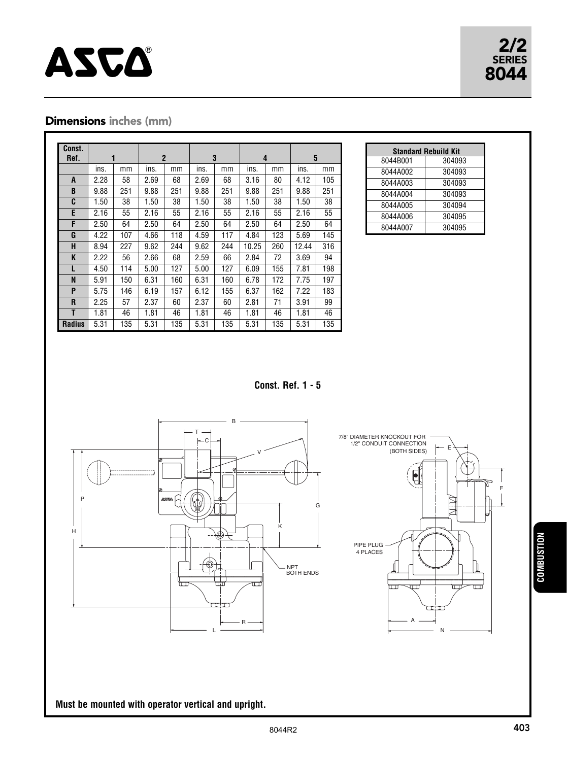## Dimensions inches (mm)

| Const. Ref. | 1 | | 2 | | 3 | | 4 | | 5 | |
|---|---|---|---|---|---|---|---|---|---|---|
| | ins. | mm | ins. | mm | ins. | mm | ins. | mm | ins. | mm |
| **A** | 2.28 | 58 | 2.69 | 68 | 2.69 | 68 | 3.16 | 80 | 4.12 | 105 |
| **B** | 9.88 | 251 | 9.88 | 251 | 9.88 | 251 | 9.88 | 251 | 9.88 | 251 |
| **C** | 1.50 | 38 | 1.50 | 38 | 1.50 | 38 | 1.50 | 38 | 1.50 | 38 |
| **E** | 2.16 | 55 | 2.16 | 55 | 2.16 | 55 | 2.16 | 55 | 2.16 | 55 |
| **F** | 2.50 | 64 | 2.50 | 64 | 2.50 | 64 | 2.50 | 64 | 2.50 | 64 |
| **G** | 4.22 | 107 | 4.66 | 118 | 4.59 | 117 | 4.84 | 123 | 5.69 | 145 |
| **H** | 8.94 | 227 | 9.62 | 244 | 9.62 | 244 | 10.25 | 260 | 12.44 | 316 |
| **K** | 2.22 | 56 | 2.66 | 68 | 2.59 | 66 | 2.84 | 72 | 3.69 | 94 |
| **L** | 4.50 | 114 | 5.00 | 127 | 5.00 | 127 | 6.09 | 155 | 7.81 | 198 |
| **N** | 5.91 | 150 | 6.31 | 160 | 6.31 | 160 | 6.78 | 172 | 7.75 | 197 |
| **P** | 5.75 | 146 | 6.19 | 157 | 6.12 | 155 | 6.37 | 162 | 7.22 | 183 |
| **R** | 2.25 | 57 | 2.37 | 60 | 2.37 | 60 | 2.81 | 71 | 3.91 | 99 |
| **T** | 1.81 | 46 | 1.81 | 46 | 1.81 | 46 | 1.81 | 46 | 1.81 | 46 |
| **Radius** | 5.31 | 135 | 5.31 | 135 | 5.31 | 135 | 5.31 | 135 | 5.31 | 135 |

| Standard Rebuild Kit | |
|---|---|
| 8044B001 | 304093 |
| 8044A002 | 304093 |
| 8044A003 | 304093 |
| 8044A004 | 304093 |
| 8044A005 | 304094 |
| 8044A006 | 304095 |
| 8044A007 | 304095 |

**Const. Ref. 1 - 5**

B
T
C
V
P
G
K
H
NPT BOTH ENDS
R
L
7/8" DIAMETER KNOCKOUT FOR 1/2" CONDUIT CONNECTION (BOTH SIDES)
E
F
PIPE PLUG 4 PLACES
A
N

**Must be mounted with operator vertical and upright.**

8044R2